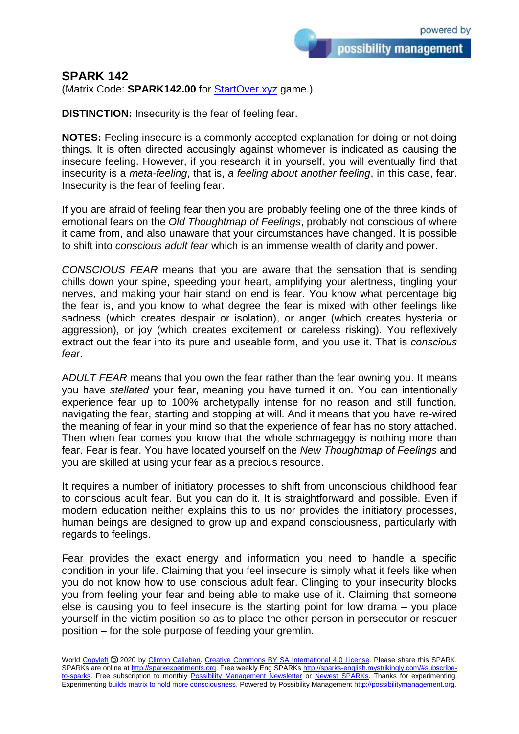powered by **possibility management**

# SPARK 142

(Matrix Code: **SPARK142.00** for StartOver.xyz game.)

**DISTINCTION:** Insecurity is the fear of feeling fear.

**NOTES:** Feeling insecure is a commonly accepted explanation for doing or not doing things. It is often directed accusingly against whomever is indicated as causing the insecure feeling. However, if you research it in yourself, you will eventually find that insecurity is a *meta-feeling*, that is, *a feeling about another feeling*, in this case, fear. Insecurity is the fear of feeling fear.

If you are afraid of feeling fear then you are probably feeling one of the three kinds of emotional fears on the *Old Thoughtmap of Feelings*, probably not conscious of where it came from, and also unaware that your circumstances have changed. It is possible to shift into *conscious adult fear* which is an immense wealth of clarity and power.

*CONSCIOUS FEAR* means that you are aware that the sensation that is sending chills down your spine, speeding your heart, amplifying your alertness, tingling your nerves, and making your hair stand on end is fear. You know what percentage big the fear is, and you know to what degree the fear is mixed with other feelings like sadness (which creates despair or isolation), or anger (which creates hysteria or aggression), or joy (which creates excitement or careless risking). You reflexively extract out the fear into its pure and useable form, and you use it. That is *conscious fear*.

*ADULT FEAR* means that you own the fear rather than the fear owning you. It means you have *stellated* your fear, meaning you have turned it on. You can intentionally experience fear up to 100% archetypally intense for no reason and still function, navigating the fear, starting and stopping at will. And it means that you have re-wired the meaning of fear in your mind so that the experience of fear has no story attached. Then when fear comes you know that the whole schmageggy is nothing more than fear. Fear is fear. You have located yourself on the *New Thoughtmap of Feelings* and you are skilled at using your fear as a precious resource.

It requires a number of initiatory processes to shift from unconscious childhood fear to conscious adult fear. But you can do it. It is straightforward and possible. Even if modern education neither explains this to us nor provides the initiatory processes, human beings are designed to grow up and expand consciousness, particularly with regards to feelings.

Fear provides the exact energy and information you need to handle a specific condition in your life. Claiming that you feel insecure is simply what it feels like when you do not know how to use conscious adult fear. Clinging to your insecurity blocks you from feeling your fear and being able to make use of it. Claiming that someone else is causing you to feel insecure is the starting point for low drama – you place yourself in the victim position so as to place the other person in persecutor or rescuer position – for the sole purpose of feeding your gremlin.

World Copyleft 🄯 2020 by Clinton Callahan. Creative Commons BY SA International 4.0 License. Please share this SPARK. SPARKs are online at http://sparkexperiments.org. Free weekly Eng SPARKs http://sparks-english.mystrikingly.com/#subscribe-to-sparks. Free subscription to monthly Possibility Management Newsletter or Newest SPARKs. Thanks for experimenting. Experimenting builds matrix to hold more consciousness. Powered by Possibility Management http://possibilitymanagement.org.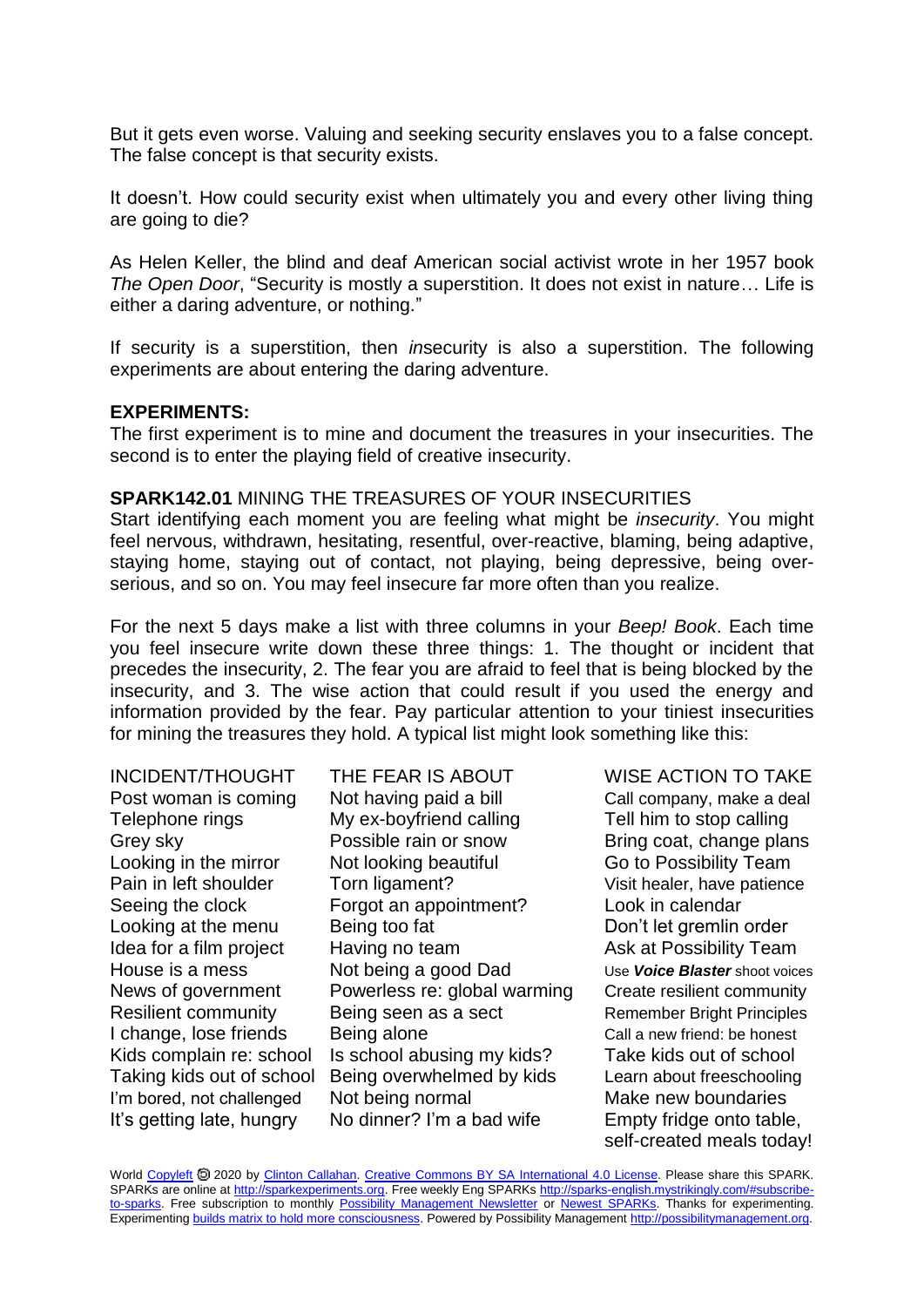But it gets even worse. Valuing and seeking security enslaves you to a false concept. The false concept is that security exists.

It doesn't. How could security exist when ultimately you and every other living thing are going to die?

As Helen Keller, the blind and deaf American social activist wrote in her 1957 book *The Open Door*, "Security is mostly a superstition. It does not exist in nature… Life is either a daring adventure, or nothing."

If security is a superstition, then *in*security is also a superstition. The following experiments are about entering the daring adventure.

**EXPERIMENTS:**
The first experiment is to mine and document the treasures in your insecurities. The second is to enter the playing field of creative insecurity.

**SPARK142.01** MINING THE TREASURES OF YOUR INSECURITIES
Start identifying each moment you are feeling what might be *insecurity*. You might feel nervous, withdrawn, hesitating, resentful, over-reactive, blaming, being adaptive, staying home, staying out of contact, not playing, being depressive, being over-serious, and so on. You may feel insecure far more often than you realize.

For the next 5 days make a list with three columns in your *Beep! Book*. Each time you feel insecure write down these three things: 1. The thought or incident that precedes the insecurity, 2. The fear you are afraid to feel that is being blocked by the insecurity, and 3. The wise action that could result if you used the energy and information provided by the fear. Pay particular attention to your tiniest insecurities for mining the treasures they hold. A typical list might look something like this:

| INCIDENT/THOUGHT | THE FEAR IS ABOUT | WISE ACTION TO TAKE |
|---|---|---|
| Post woman is coming | Not having paid a bill | Call company, make a deal |
| Telephone rings | My ex-boyfriend calling | Tell him to stop calling |
| Grey sky | Possible rain or snow | Bring coat, change plans |
| Looking in the mirror | Not looking beautiful | Go to Possibility Team |
| Pain in left shoulder | Torn ligament? | Visit healer, have patience |
| Seeing the clock | Forgot an appointment? | Look in calendar |
| Looking at the menu | Being too fat | Don't let gremlin order |
| Idea for a film project | Having no team | Ask at Possibility Team |
| House is a mess | Not being a good Dad | Use ***Voice Blaster*** shoot voices |
| News of government | Powerless re: global warming | Create resilient community |
| Resilient community | Being seen as a sect | Remember Bright Principles |
| I change, lose friends | Being alone | Call a new friend: be honest |
| Kids complain re: school | Is school abusing my kids? | Take kids out of school |
| Taking kids out of school | Being overwhelmed by kids | Learn about freeschooling |
| I'm bored, not challenged | Not being normal | Make new boundaries |
| It's getting late, hungry | No dinner? I'm a bad wife | Empty fridge onto table, self-created meals today! |

World Copyleft 🄯 2020 by Clinton Callahan. Creative Commons BY SA International 4.0 License. Please share this SPARK. SPARKs are online at http://sparkexperiments.org. Free weekly Eng SPARKs http://sparks-english.mystrikingly.com/#subscribe-to-sparks. Free subscription to monthly Possibility Management Newsletter or Newest SPARKs. Thanks for experimenting. Experimenting builds matrix to hold more consciousness. Powered by Possibility Management http://possibilitymanagement.org.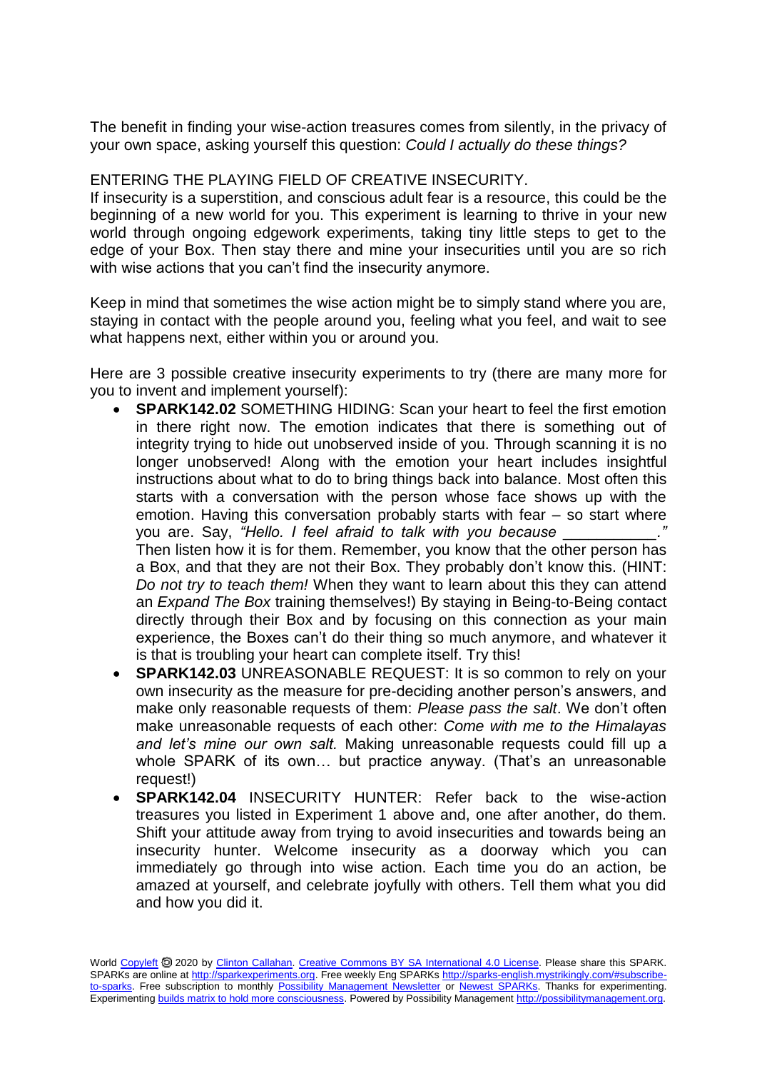The benefit in finding your wise-action treasures comes from silently, in the privacy of your own space, asking yourself this question: *Could I actually do these things?*

ENTERING THE PLAYING FIELD OF CREATIVE INSECURITY.

If insecurity is a superstition, and conscious adult fear is a resource, this could be the beginning of a new world for you. This experiment is learning to thrive in your new world through ongoing edgework experiments, taking tiny little steps to get to the edge of your Box. Then stay there and mine your insecurities until you are so rich with wise actions that you can't find the insecurity anymore.

Keep in mind that sometimes the wise action might be to simply stand where you are, staying in contact with the people around you, feeling what you feel, and wait to see what happens next, either within you or around you.

Here are 3 possible creative insecurity experiments to try (there are many more for you to invent and implement yourself):

- **SPARK142.02** SOMETHING HIDING: Scan your heart to feel the first emotion in there right now. The emotion indicates that there is something out of integrity trying to hide out unobserved inside of you. Through scanning it is no longer unobserved! Along with the emotion your heart includes insightful instructions about what to do to bring things back into balance. Most often this starts with a conversation with the person whose face shows up with the emotion. Having this conversation probably starts with fear – so start where you are. Say, *"Hello. I feel afraid to talk with you because ___________."* Then listen how it is for them. Remember, you know that the other person has a Box, and that they are not their Box. They probably don't know this. (HINT: *Do not try to teach them!* When they want to learn about this they can attend an *Expand The Box* training themselves!) By staying in Being-to-Being contact directly through their Box and by focusing on this connection as your main experience, the Boxes can't do their thing so much anymore, and whatever it is that is troubling your heart can complete itself. Try this!
- **SPARK142.03** UNREASONABLE REQUEST: It is so common to rely on your own insecurity as the measure for pre-deciding another person's answers, and make only reasonable requests of them: *Please pass the salt*. We don't often make unreasonable requests of each other: *Come with me to the Himalayas and let's mine our own salt.* Making unreasonable requests could fill up a whole SPARK of its own… but practice anyway. (That's an unreasonable request!)
- **SPARK142.04** INSECURITY HUNTER: Refer back to the wise-action treasures you listed in Experiment 1 above and, one after another, do them. Shift your attitude away from trying to avoid insecurities and towards being an insecurity hunter. Welcome insecurity as a doorway which you can immediately go through into wise action. Each time you do an action, be amazed at yourself, and celebrate joyfully with others. Tell them what you did and how you did it.

World Copyleft 🄯 2020 by Clinton Callahan. Creative Commons BY SA International 4.0 License. Please share this SPARK. SPARKs are online at http://sparkexperiments.org. Free weekly Eng SPARKs http://sparks-english.mystrikingly.com/#subscribe-to-sparks. Free subscription to monthly Possibility Management Newsletter or Newest SPARKs. Thanks for experimenting. Experimenting builds matrix to hold more consciousness. Powered by Possibility Management http://possibilitymanagement.org.